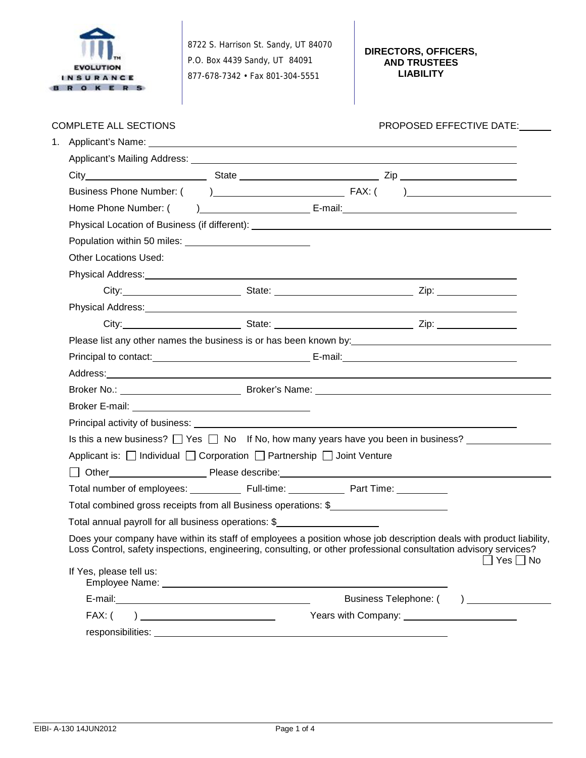EVOLUTION INSURANCE BROKERS

8722 S. Harrison St. Sandy, UT 84070
P.O. Box 4439 Sandy, UT 84091
877-678-7342 • Fax 801-304-5551

# DIRECTORS, OFFICERS, AND TRUSTEES LIABILITY

COMPLETE ALL SECTIONS

PROPOSED EFFECTIVE DATE: ______

1. Applicant's Name: ______

   Applicant's Mailing Address: ______

   City ______ State ______ Zip ______

   Business Phone Number: ( ) ______ FAX: ( ) ______

   Home Phone Number: ( ) ______ E-mail: ______

   Physical Location of Business (if different): ______

   Population within 50 miles: ______

   Other Locations Used:

   Physical Address: ______

   City: ______ State: ______ Zip: ______

   Physical Address: ______

   City: ______ State: ______ Zip: ______

   Please list any other names the business is or has been known by: ______

   Principal to contact: ______ E-mail: ______

   Address: ______

   Broker No.: ______ Broker's Name: ______

   Broker E-mail: ______

   Principal activity of business: ______

   Is this a new business? ☐ Yes ☐ No If No, how many years have you been in business? ______

   Applicant is: ☐ Individual ☐ Corporation ☐ Partnership ☐ Joint Venture

   ☐ Other ______ Please describe: ______

   Total number of employees: ______ Full-time: ______ Part Time: ______

   Total combined gross receipts from all Business operations: $ ______

   Total annual payroll for all business operations: $ ______

   Does your company have within its staff of employees a position whose job description deals with product liability, Loss Control, safety inspections, engineering, consulting, or other professional consultation advisory services? ☐ Yes ☐ No

   If Yes, please tell us:

   Employee Name: ______

   E-mail: ______ Business Telephone: ( ) ______

   FAX: ( ) ______ Years with Company: ______

   responsibilities: ______

EIBI- A-130 14JUN2012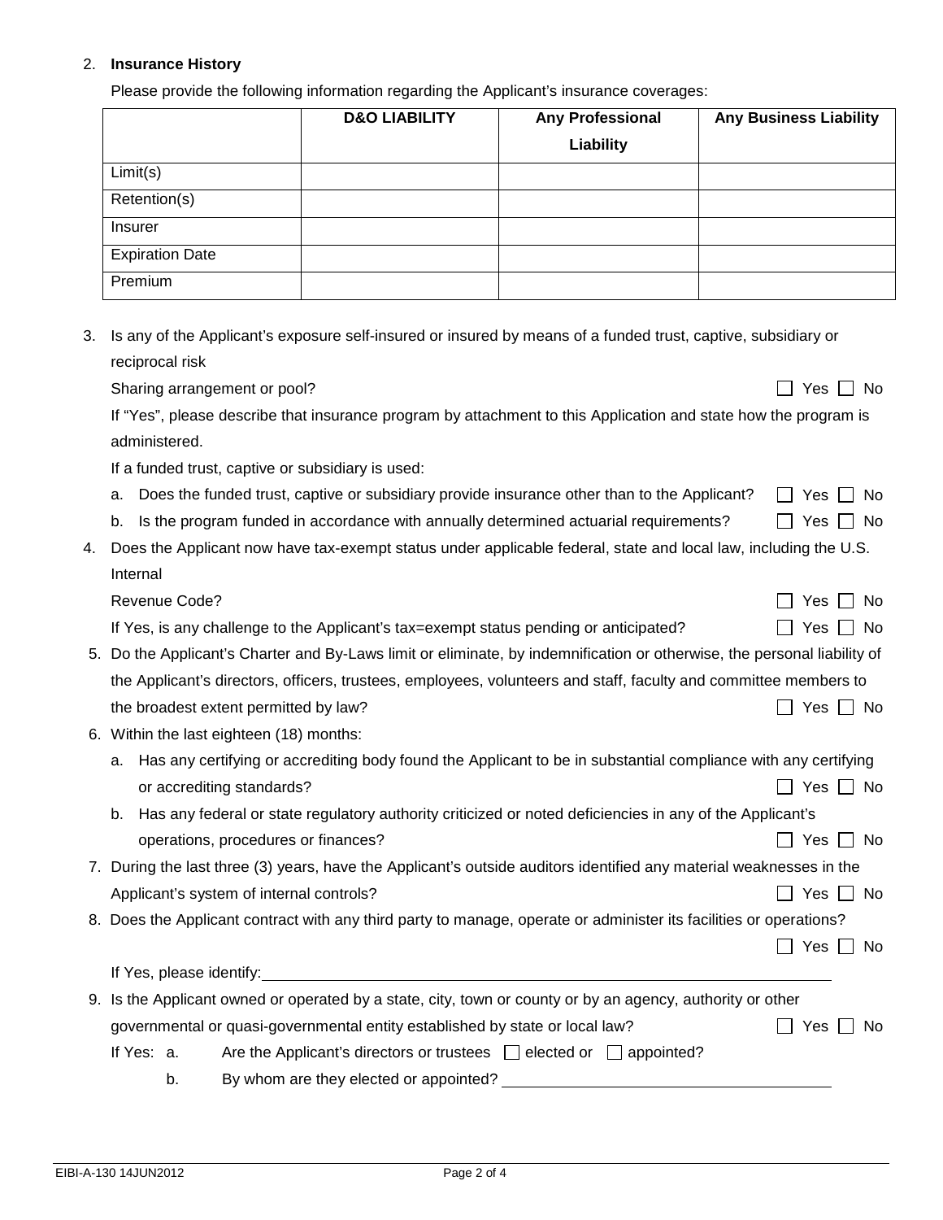2. **Insurance History**

   Please provide the following information regarding the Applicant's insurance coverages:

| | **D&O LIABILITY** | **Any Professional Liability** | **Any Business Liability** |
|---|---|---|---|
| Limit(s) | | | |
| Retention(s) | | | |
| Insurer | | | |
| Expiration Date | | | |
| Premium | | | |

3. Is any of the Applicant's exposure self-insured or insured by means of a funded trust, captive, subsidiary or reciprocal risk Sharing arrangement or pool? ☐ Yes ☐ No

   If "Yes", please describe that insurance program by attachment to this Application and state how the program is administered.

   If a funded trust, captive or subsidiary is used:

   a. Does the funded trust, captive or subsidiary provide insurance other than to the Applicant? ☐ Yes ☐ No

   b. Is the program funded in accordance with annually determined actuarial requirements? ☐ Yes ☐ No

4. Does the Applicant now have tax-exempt status under applicable federal, state and local law, including the U.S. Internal Revenue Code? ☐ Yes ☐ No

   If Yes, is any challenge to the Applicant's tax=exempt status pending or anticipated? ☐ Yes ☐ No

5. Do the Applicant's Charter and By-Laws limit or eliminate, by indemnification or otherwise, the personal liability of the Applicant's directors, officers, trustees, employees, volunteers and staff, faculty and committee members to the broadest extent permitted by law? ☐ Yes ☐ No

6. Within the last eighteen (18) months:

   a. Has any certifying or accrediting body found the Applicant to be in substantial compliance with any certifying or accrediting standards? ☐ Yes ☐ No

   b. Has any federal or state regulatory authority criticized or noted deficiencies in any of the Applicant's operations, procedures or finances? ☐ Yes ☐ No

7. During the last three (3) years, have the Applicant's outside auditors identified any material weaknesses in the Applicant's system of internal controls? ☐ Yes ☐ No

8. Does the Applicant contract with any third party to manage, operate or administer its facilities or operations? ☐ Yes ☐ No

   If Yes, please identify: ______________________________

9. Is the Applicant owned or operated by a state, city, town or county or by an agency, authority or other governmental or quasi-governmental entity established by state or local law? ☐ Yes ☐ No

   If Yes: a. Are the Applicant's directors or trustees ☐ elected or ☐ appointed?

   b. By whom are they elected or appointed? ______________________________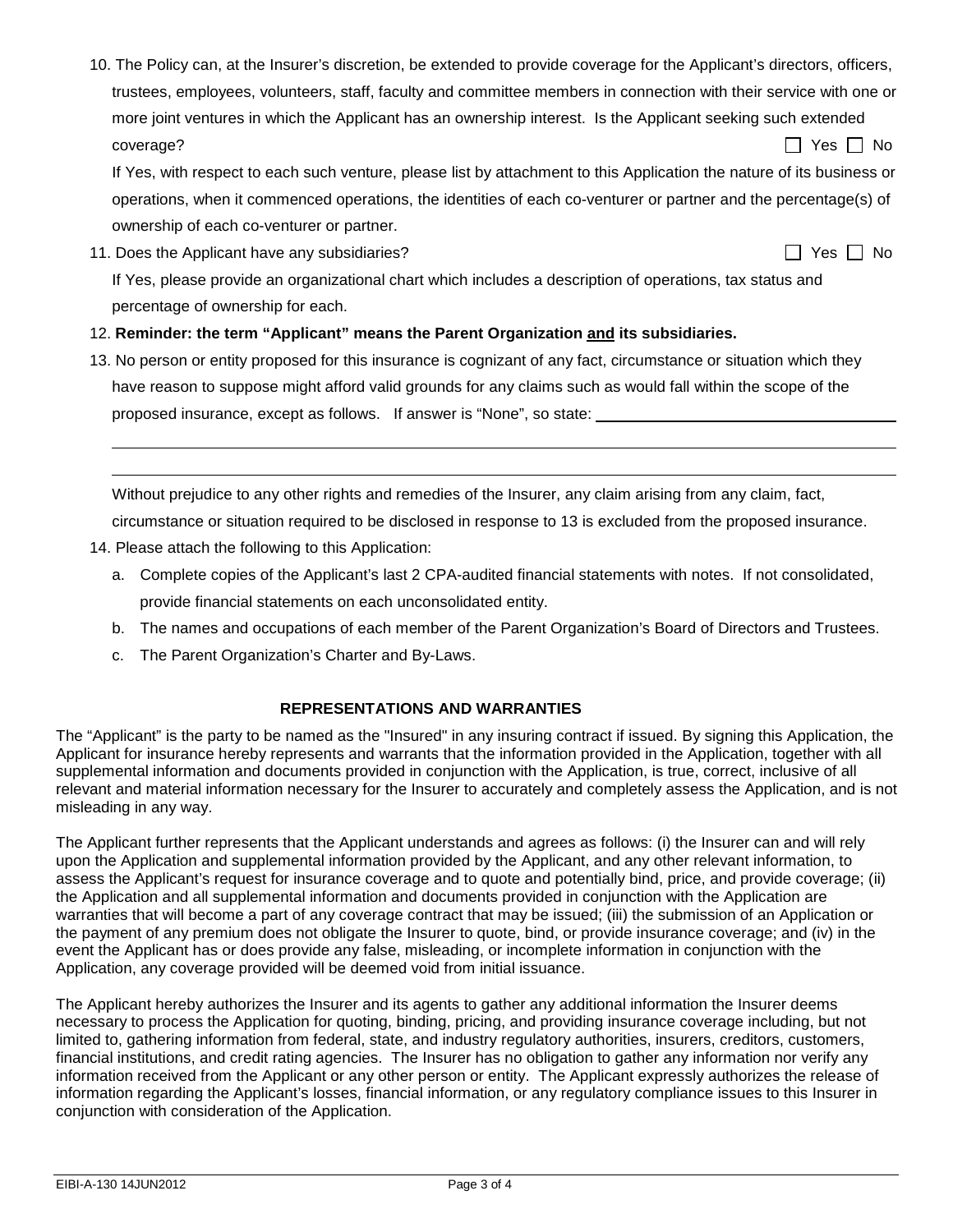10. The Policy can, at the Insurer's discretion, be extended to provide coverage for the Applicant's directors, officers, trustees, employees, volunteers, staff, faculty and committee members in connection with their service with one or more joint ventures in which the Applicant has an ownership interest. Is the Applicant seeking such extended coverage? ☐ Yes ☐ No

    If Yes, with respect to each such venture, please list by attachment to this Application the nature of its business or operations, when it commenced operations, the identities of each co-venturer or partner and the percentage(s) of ownership of each co-venturer or partner.

11. Does the Applicant have any subsidiaries? ☐ Yes ☐ No

    If Yes, please provide an organizational chart which includes a description of operations, tax status and percentage of ownership for each.

12. **Reminder: the term "Applicant" means the Parent Organization <u>and</u> its subsidiaries.**

13. No person or entity proposed for this insurance is cognizant of any fact, circumstance or situation which they have reason to suppose might afford valid grounds for any claims such as would fall within the scope of the proposed insurance, except as follows. If answer is "None", so state: ______________________________

    ____________________________________________________________

    ____________________________________________________________

    Without prejudice to any other rights and remedies of the Insurer, any claim arising from any claim, fact, circumstance or situation required to be disclosed in response to 13 is excluded from the proposed insurance.

14. Please attach the following to this Application:

    a. Complete copies of the Applicant's last 2 CPA-audited financial statements with notes. If not consolidated, provide financial statements on each unconsolidated entity.
    b. The names and occupations of each member of the Parent Organization's Board of Directors and Trustees.
    c. The Parent Organization's Charter and By-Laws.

## REPRESENTATIONS AND WARRANTIES

The "Applicant" is the party to be named as the "Insured" in any insuring contract if issued. By signing this Application, the Applicant for insurance hereby represents and warrants that the information provided in the Application, together with all supplemental information and documents provided in conjunction with the Application, is true, correct, inclusive of all relevant and material information necessary for the Insurer to accurately and completely assess the Application, and is not misleading in any way.

The Applicant further represents that the Applicant understands and agrees as follows: (i) the Insurer can and will rely upon the Application and supplemental information provided by the Applicant, and any other relevant information, to assess the Applicant's request for insurance coverage and to quote and potentially bind, price, and provide coverage; (ii) the Application and all supplemental information and documents provided in conjunction with the Application are warranties that will become a part of any coverage contract that may be issued; (iii) the submission of an Application or the payment of any premium does not obligate the Insurer to quote, bind, or provide insurance coverage; and (iv) in the event the Applicant has or does provide any false, misleading, or incomplete information in conjunction with the Application, any coverage provided will be deemed void from initial issuance.

The Applicant hereby authorizes the Insurer and its agents to gather any additional information the Insurer deems necessary to process the Application for quoting, binding, pricing, and providing insurance coverage including, but not limited to, gathering information from federal, state, and industry regulatory authorities, insurers, creditors, customers, financial institutions, and credit rating agencies. The Insurer has no obligation to gather any information nor verify any information received from the Applicant or any other person or entity. The Applicant expressly authorizes the release of information regarding the Applicant's losses, financial information, or any regulatory compliance issues to this Insurer in conjunction with consideration of the Application.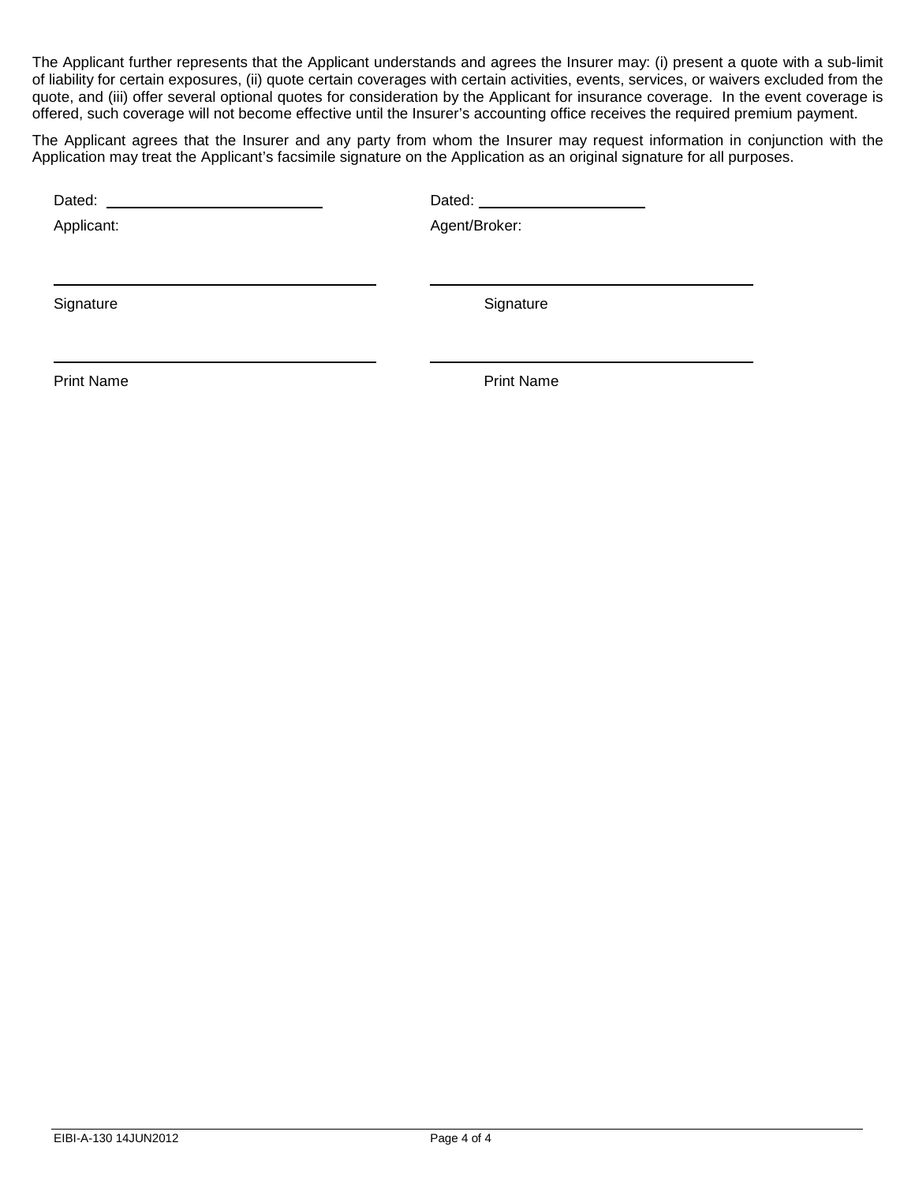The Applicant further represents that the Applicant understands and agrees the Insurer may: (i) present a quote with a sub-limit of liability for certain exposures, (ii) quote certain coverages with certain activities, events, services, or waivers excluded from the quote, and (iii) offer several optional quotes for consideration by the Applicant for insurance coverage. In the event coverage is offered, such coverage will not become effective until the Insurer's accounting office receives the required premium payment.

The Applicant agrees that the Insurer and any party from whom the Insurer may request information in conjunction with the Application may treat the Applicant's facsimile signature on the Application as an original signature for all purposes.

| | |
|---|---|
| Dated: ____________________ | Dated: ____________________ |
| Applicant: | Agent/Broker: |
| ______________________________ | ______________________________ |
| Signature | Signature |
| ______________________________ | ______________________________ |
| Print Name | Print Name |

EIBI-A-130 14JUN2012